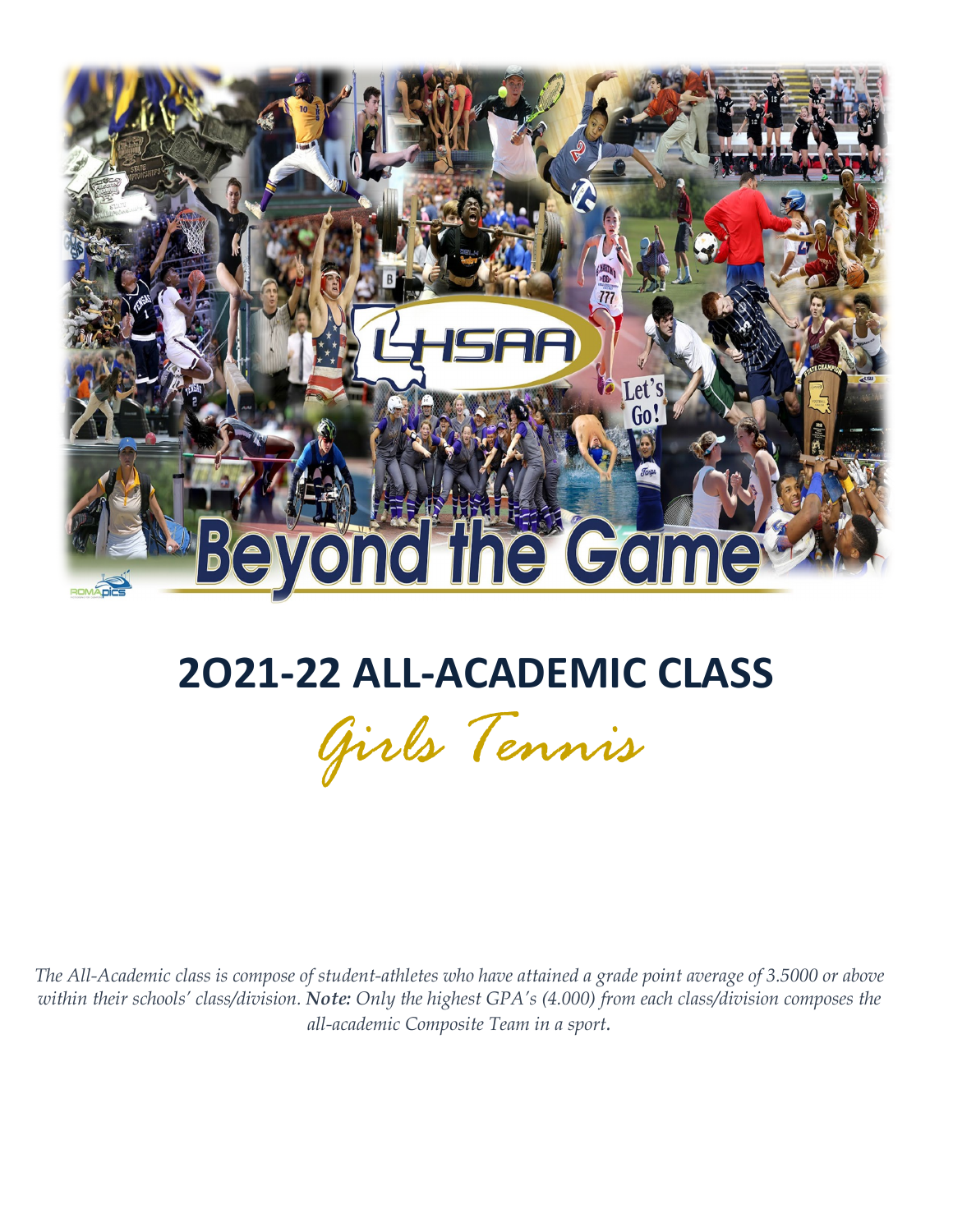# 2O21-22 ALL-ACADEMIC CLASS

## Girls Tennis

*The All-Academic class is compose of student-athletes who have attained a grade point average of 3.5000 or above within their schools' class/division. **Note:** Only the highest GPA's (4.000) from each class/division composes the all-academic Composite Team in a sport.*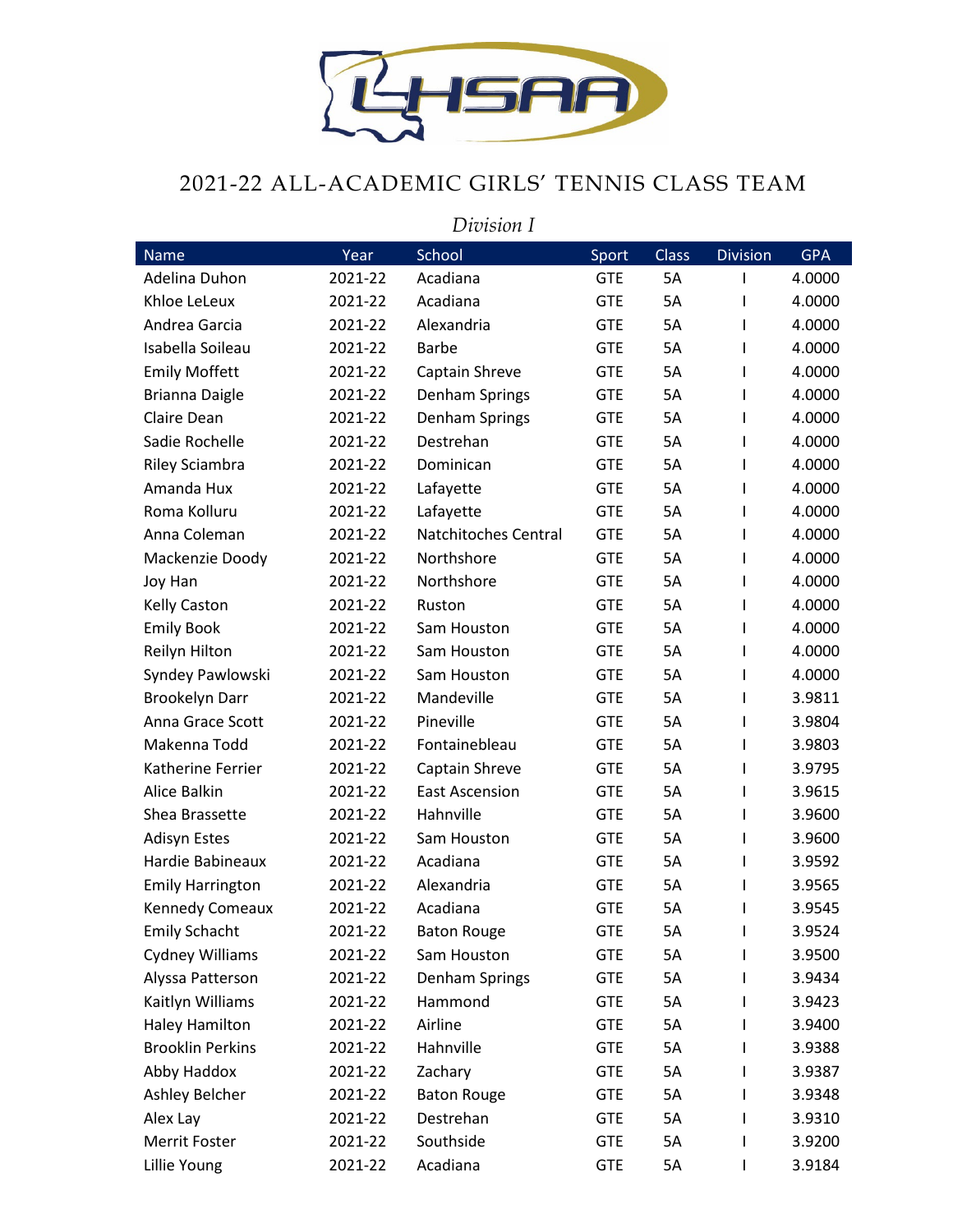# 2021-22 ALL-ACADEMIC GIRLS' TENNIS CLASS TEAM

*Division I*

| Name | Year | School | Sport | Class | Division | GPA |
|---|---|---|---|---|---|---|
| Adelina Duhon | 2021-22 | Acadiana | GTE | 5A | I | 4.0000 |
| Khloe LeLeux | 2021-22 | Acadiana | GTE | 5A | I | 4.0000 |
| Andrea Garcia | 2021-22 | Alexandria | GTE | 5A | I | 4.0000 |
| Isabella Soileau | 2021-22 | Barbe | GTE | 5A | I | 4.0000 |
| Emily Moffett | 2021-22 | Captain Shreve | GTE | 5A | I | 4.0000 |
| Brianna Daigle | 2021-22 | Denham Springs | GTE | 5A | I | 4.0000 |
| Claire Dean | 2021-22 | Denham Springs | GTE | 5A | I | 4.0000 |
| Sadie Rochelle | 2021-22 | Destrehan | GTE | 5A | I | 4.0000 |
| Riley Sciambra | 2021-22 | Dominican | GTE | 5A | I | 4.0000 |
| Amanda Hux | 2021-22 | Lafayette | GTE | 5A | I | 4.0000 |
| Roma Kolluru | 2021-22 | Lafayette | GTE | 5A | I | 4.0000 |
| Anna Coleman | 2021-22 | Natchitoches Central | GTE | 5A | I | 4.0000 |
| Mackenzie Doody | 2021-22 | Northshore | GTE | 5A | I | 4.0000 |
| Joy Han | 2021-22 | Northshore | GTE | 5A | I | 4.0000 |
| Kelly Caston | 2021-22 | Ruston | GTE | 5A | I | 4.0000 |
| Emily Book | 2021-22 | Sam Houston | GTE | 5A | I | 4.0000 |
| Reilyn Hilton | 2021-22 | Sam Houston | GTE | 5A | I | 4.0000 |
| Syndey Pawlowski | 2021-22 | Sam Houston | GTE | 5A | I | 4.0000 |
| Brookelyn Darr | 2021-22 | Mandeville | GTE | 5A | I | 3.9811 |
| Anna Grace Scott | 2021-22 | Pineville | GTE | 5A | I | 3.9804 |
| Makenna Todd | 2021-22 | Fontainebleau | GTE | 5A | I | 3.9803 |
| Katherine Ferrier | 2021-22 | Captain Shreve | GTE | 5A | I | 3.9795 |
| Alice Balkin | 2021-22 | East Ascension | GTE | 5A | I | 3.9615 |
| Shea Brassette | 2021-22 | Hahnville | GTE | 5A | I | 3.9600 |
| Adisyn Estes | 2021-22 | Sam Houston | GTE | 5A | I | 3.9600 |
| Hardie Babineaux | 2021-22 | Acadiana | GTE | 5A | I | 3.9592 |
| Emily Harrington | 2021-22 | Alexandria | GTE | 5A | I | 3.9565 |
| Kennedy Comeaux | 2021-22 | Acadiana | GTE | 5A | I | 3.9545 |
| Emily Schacht | 2021-22 | Baton Rouge | GTE | 5A | I | 3.9524 |
| Cydney Williams | 2021-22 | Sam Houston | GTE | 5A | I | 3.9500 |
| Alyssa Patterson | 2021-22 | Denham Springs | GTE | 5A | I | 3.9434 |
| Kaitlyn Williams | 2021-22 | Hammond | GTE | 5A | I | 3.9423 |
| Haley Hamilton | 2021-22 | Airline | GTE | 5A | I | 3.9400 |
| Brooklin Perkins | 2021-22 | Hahnville | GTE | 5A | I | 3.9388 |
| Abby Haddox | 2021-22 | Zachary | GTE | 5A | I | 3.9387 |
| Ashley Belcher | 2021-22 | Baton Rouge | GTE | 5A | I | 3.9348 |
| Alex Lay | 2021-22 | Destrehan | GTE | 5A | I | 3.9310 |
| Merrit Foster | 2021-22 | Southside | GTE | 5A | I | 3.9200 |
| Lillie Young | 2021-22 | Acadiana | GTE | 5A | I | 3.9184 |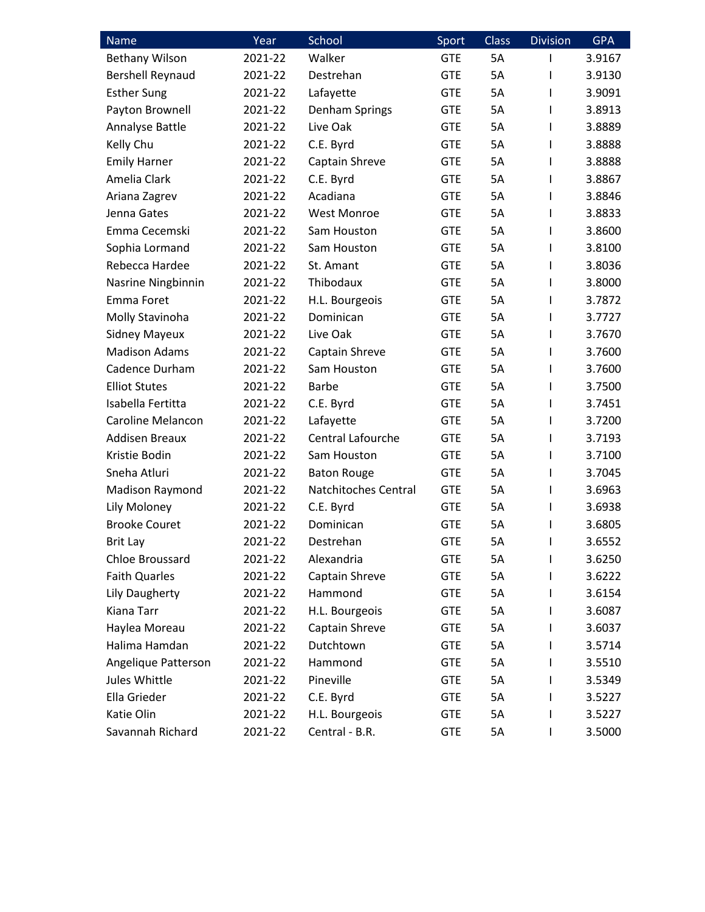| Name | Year | School | Sport | Class | Division | GPA |
|---|---|---|---|---|---|---|
| Bethany Wilson | 2021-22 | Walker | GTE | 5A | I | 3.9167 |
| Bershell Reynaud | 2021-22 | Destrehan | GTE | 5A | I | 3.9130 |
| Esther Sung | 2021-22 | Lafayette | GTE | 5A | I | 3.9091 |
| Payton Brownell | 2021-22 | Denham Springs | GTE | 5A | I | 3.8913 |
| Annalyse Battle | 2021-22 | Live Oak | GTE | 5A | I | 3.8889 |
| Kelly Chu | 2021-22 | C.E. Byrd | GTE | 5A | I | 3.8888 |
| Emily Harner | 2021-22 | Captain Shreve | GTE | 5A | I | 3.8888 |
| Amelia Clark | 2021-22 | C.E. Byrd | GTE | 5A | I | 3.8867 |
| Ariana Zagrev | 2021-22 | Acadiana | GTE | 5A | I | 3.8846 |
| Jenna Gates | 2021-22 | West Monroe | GTE | 5A | I | 3.8833 |
| Emma Cecemski | 2021-22 | Sam Houston | GTE | 5A | I | 3.8600 |
| Sophia Lormand | 2021-22 | Sam Houston | GTE | 5A | I | 3.8100 |
| Rebecca Hardee | 2021-22 | St. Amant | GTE | 5A | I | 3.8036 |
| Nasrine Ningbinnin | 2021-22 | Thibodaux | GTE | 5A | I | 3.8000 |
| Emma Foret | 2021-22 | H.L. Bourgeois | GTE | 5A | I | 3.7872 |
| Molly Stavinoha | 2021-22 | Dominican | GTE | 5A | I | 3.7727 |
| Sidney Mayeux | 2021-22 | Live Oak | GTE | 5A | I | 3.7670 |
| Madison Adams | 2021-22 | Captain Shreve | GTE | 5A | I | 3.7600 |
| Cadence Durham | 2021-22 | Sam Houston | GTE | 5A | I | 3.7600 |
| Elliot Stutes | 2021-22 | Barbe | GTE | 5A | I | 3.7500 |
| Isabella Fertitta | 2021-22 | C.E. Byrd | GTE | 5A | I | 3.7451 |
| Caroline Melancon | 2021-22 | Lafayette | GTE | 5A | I | 3.7200 |
| Addisen Breaux | 2021-22 | Central Lafourche | GTE | 5A | I | 3.7193 |
| Kristie Bodin | 2021-22 | Sam Houston | GTE | 5A | I | 3.7100 |
| Sneha Atluri | 2021-22 | Baton Rouge | GTE | 5A | I | 3.7045 |
| Madison Raymond | 2021-22 | Natchitoches Central | GTE | 5A | I | 3.6963 |
| Lily Moloney | 2021-22 | C.E. Byrd | GTE | 5A | I | 3.6938 |
| Brooke Couret | 2021-22 | Dominican | GTE | 5A | I | 3.6805 |
| Brit Lay | 2021-22 | Destrehan | GTE | 5A | I | 3.6552 |
| Chloe Broussard | 2021-22 | Alexandria | GTE | 5A | I | 3.6250 |
| Faith Quarles | 2021-22 | Captain Shreve | GTE | 5A | I | 3.6222 |
| Lily Daugherty | 2021-22 | Hammond | GTE | 5A | I | 3.6154 |
| Kiana Tarr | 2021-22 | H.L. Bourgeois | GTE | 5A | I | 3.6087 |
| Haylea Moreau | 2021-22 | Captain Shreve | GTE | 5A | I | 3.6037 |
| Halima Hamdan | 2021-22 | Dutchtown | GTE | 5A | I | 3.5714 |
| Angelique Patterson | 2021-22 | Hammond | GTE | 5A | I | 3.5510 |
| Jules Whittle | 2021-22 | Pineville | GTE | 5A | I | 3.5349 |
| Ella Grieder | 2021-22 | C.E. Byrd | GTE | 5A | I | 3.5227 |
| Katie Olin | 2021-22 | H.L. Bourgeois | GTE | 5A | I | 3.5227 |
| Savannah Richard | 2021-22 | Central - B.R. | GTE | 5A | I | 3.5000 |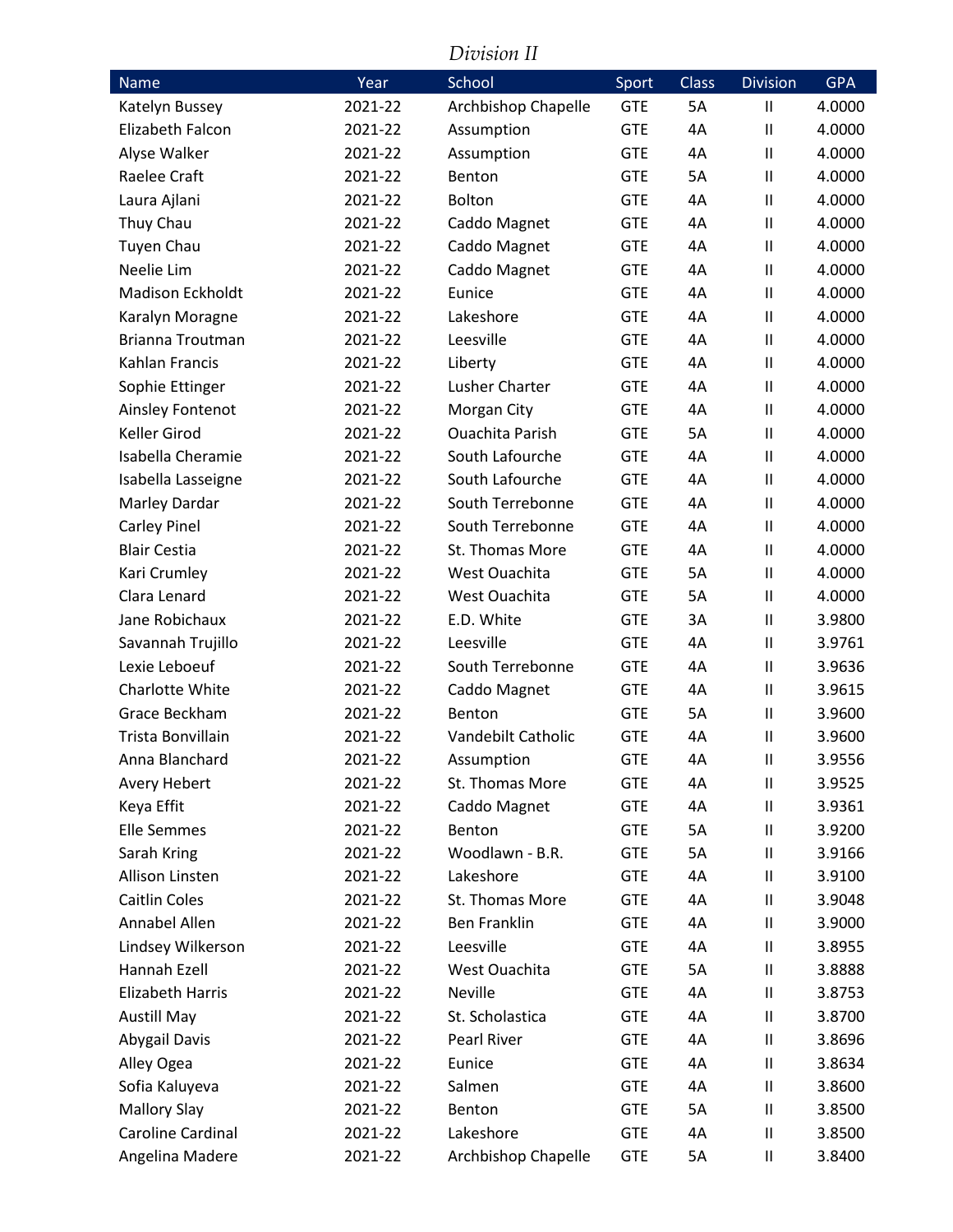*Division II*

| Name | Year | School | Sport | Class | Division | GPA |
|---|---|---|---|---|---|---|
| Katelyn Bussey | 2021-22 | Archbishop Chapelle | GTE | 5A | II | 4.0000 |
| Elizabeth Falcon | 2021-22 | Assumption | GTE | 4A | II | 4.0000 |
| Alyse Walker | 2021-22 | Assumption | GTE | 4A | II | 4.0000 |
| Raelee Craft | 2021-22 | Benton | GTE | 5A | II | 4.0000 |
| Laura Ajlani | 2021-22 | Bolton | GTE | 4A | II | 4.0000 |
| Thuy Chau | 2021-22 | Caddo Magnet | GTE | 4A | II | 4.0000 |
| Tuyen Chau | 2021-22 | Caddo Magnet | GTE | 4A | II | 4.0000 |
| Neelie Lim | 2021-22 | Caddo Magnet | GTE | 4A | II | 4.0000 |
| Madison Eckholdt | 2021-22 | Eunice | GTE | 4A | II | 4.0000 |
| Karalyn Moragne | 2021-22 | Lakeshore | GTE | 4A | II | 4.0000 |
| Brianna Troutman | 2021-22 | Leesville | GTE | 4A | II | 4.0000 |
| Kahlan Francis | 2021-22 | Liberty | GTE | 4A | II | 4.0000 |
| Sophie Ettinger | 2021-22 | Lusher Charter | GTE | 4A | II | 4.0000 |
| Ainsley Fontenot | 2021-22 | Morgan City | GTE | 4A | II | 4.0000 |
| Keller Girod | 2021-22 | Ouachita Parish | GTE | 5A | II | 4.0000 |
| Isabella Cheramie | 2021-22 | South Lafourche | GTE | 4A | II | 4.0000 |
| Isabella Lasseigne | 2021-22 | South Lafourche | GTE | 4A | II | 4.0000 |
| Marley Dardar | 2021-22 | South Terrebonne | GTE | 4A | II | 4.0000 |
| Carley Pinel | 2021-22 | South Terrebonne | GTE | 4A | II | 4.0000 |
| Blair Cestia | 2021-22 | St. Thomas More | GTE | 4A | II | 4.0000 |
| Kari Crumley | 2021-22 | West Ouachita | GTE | 5A | II | 4.0000 |
| Clara Lenard | 2021-22 | West Ouachita | GTE | 5A | II | 4.0000 |
| Jane Robichaux | 2021-22 | E.D. White | GTE | 3A | II | 3.9800 |
| Savannah Trujillo | 2021-22 | Leesville | GTE | 4A | II | 3.9761 |
| Lexie Leboeuf | 2021-22 | South Terrebonne | GTE | 4A | II | 3.9636 |
| Charlotte White | 2021-22 | Caddo Magnet | GTE | 4A | II | 3.9615 |
| Grace Beckham | 2021-22 | Benton | GTE | 5A | II | 3.9600 |
| Trista Bonvillain | 2021-22 | Vandebilt Catholic | GTE | 4A | II | 3.9600 |
| Anna Blanchard | 2021-22 | Assumption | GTE | 4A | II | 3.9556 |
| Avery Hebert | 2021-22 | St. Thomas More | GTE | 4A | II | 3.9525 |
| Keya Effit | 2021-22 | Caddo Magnet | GTE | 4A | II | 3.9361 |
| Elle Semmes | 2021-22 | Benton | GTE | 5A | II | 3.9200 |
| Sarah Kring | 2021-22 | Woodlawn - B.R. | GTE | 5A | II | 3.9166 |
| Allison Linsten | 2021-22 | Lakeshore | GTE | 4A | II | 3.9100 |
| Caitlin Coles | 2021-22 | St. Thomas More | GTE | 4A | II | 3.9048 |
| Annabel Allen | 2021-22 | Ben Franklin | GTE | 4A | II | 3.9000 |
| Lindsey Wilkerson | 2021-22 | Leesville | GTE | 4A | II | 3.8955 |
| Hannah Ezell | 2021-22 | West Ouachita | GTE | 5A | II | 3.8888 |
| Elizabeth Harris | 2021-22 | Neville | GTE | 4A | II | 3.8753 |
| Austill May | 2021-22 | St. Scholastica | GTE | 4A | II | 3.8700 |
| Abygail Davis | 2021-22 | Pearl River | GTE | 4A | II | 3.8696 |
| Alley Ogea | 2021-22 | Eunice | GTE | 4A | II | 3.8634 |
| Sofia Kaluyeva | 2021-22 | Salmen | GTE | 4A | II | 3.8600 |
| Mallory Slay | 2021-22 | Benton | GTE | 5A | II | 3.8500 |
| Caroline Cardinal | 2021-22 | Lakeshore | GTE | 4A | II | 3.8500 |
| Angelina Madere | 2021-22 | Archbishop Chapelle | GTE | 5A | II | 3.8400 |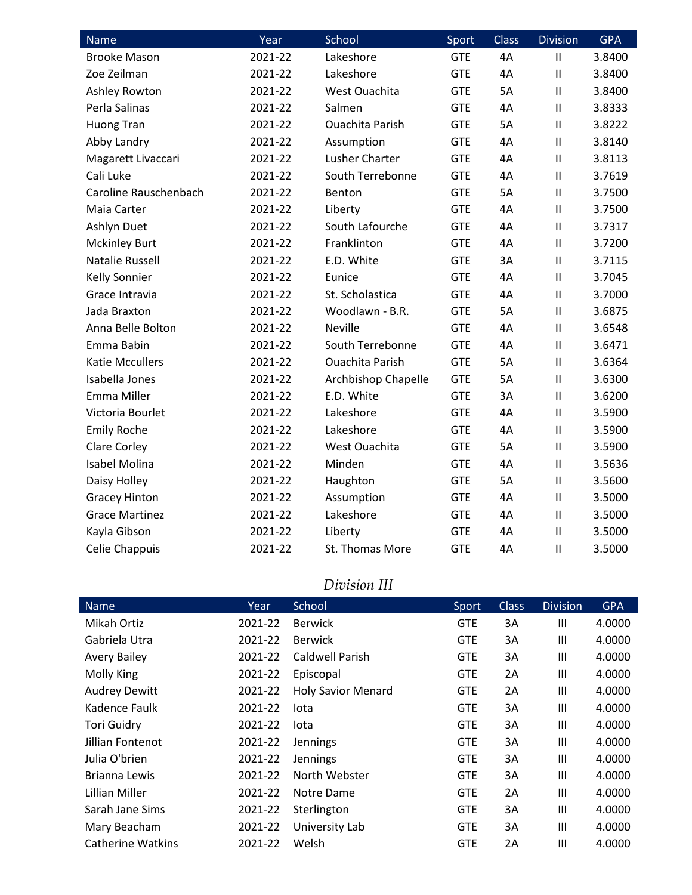| Name | Year | School | Sport | Class | Division | GPA |
|---|---|---|---|---|---|---|
| Brooke Mason | 2021-22 | Lakeshore | GTE | 4A | II | 3.8400 |
| Zoe Zeilman | 2021-22 | Lakeshore | GTE | 4A | II | 3.8400 |
| Ashley Rowton | 2021-22 | West Ouachita | GTE | 5A | II | 3.8400 |
| Perla Salinas | 2021-22 | Salmen | GTE | 4A | II | 3.8333 |
| Huong Tran | 2021-22 | Ouachita Parish | GTE | 5A | II | 3.8222 |
| Abby Landry | 2021-22 | Assumption | GTE | 4A | II | 3.8140 |
| Magarett Livaccari | 2021-22 | Lusher Charter | GTE | 4A | II | 3.8113 |
| Cali Luke | 2021-22 | South Terrebonne | GTE | 4A | II | 3.7619 |
| Caroline Rauschenbach | 2021-22 | Benton | GTE | 5A | II | 3.7500 |
| Maia Carter | 2021-22 | Liberty | GTE | 4A | II | 3.7500 |
| Ashlyn Duet | 2021-22 | South Lafourche | GTE | 4A | II | 3.7317 |
| Mckinley Burt | 2021-22 | Franklinton | GTE | 4A | II | 3.7200 |
| Natalie Russell | 2021-22 | E.D. White | GTE | 3A | II | 3.7115 |
| Kelly Sonnier | 2021-22 | Eunice | GTE | 4A | II | 3.7045 |
| Grace Intravia | 2021-22 | St. Scholastica | GTE | 4A | II | 3.7000 |
| Jada Braxton | 2021-22 | Woodlawn - B.R. | GTE | 5A | II | 3.6875 |
| Anna Belle Bolton | 2021-22 | Neville | GTE | 4A | II | 3.6548 |
| Emma Babin | 2021-22 | South Terrebonne | GTE | 4A | II | 3.6471 |
| Katie Mccullers | 2021-22 | Ouachita Parish | GTE | 5A | II | 3.6364 |
| Isabella Jones | 2021-22 | Archbishop Chapelle | GTE | 5A | II | 3.6300 |
| Emma Miller | 2021-22 | E.D. White | GTE | 3A | II | 3.6200 |
| Victoria Bourlet | 2021-22 | Lakeshore | GTE | 4A | II | 3.5900 |
| Emily Roche | 2021-22 | Lakeshore | GTE | 4A | II | 3.5900 |
| Clare Corley | 2021-22 | West Ouachita | GTE | 5A | II | 3.5900 |
| Isabel Molina | 2021-22 | Minden | GTE | 4A | II | 3.5636 |
| Daisy Holley | 2021-22 | Haughton | GTE | 5A | II | 3.5600 |
| Gracey Hinton | 2021-22 | Assumption | GTE | 4A | II | 3.5000 |
| Grace Martinez | 2021-22 | Lakeshore | GTE | 4A | II | 3.5000 |
| Kayla Gibson | 2021-22 | Liberty | GTE | 4A | II | 3.5000 |
| Celie Chappuis | 2021-22 | St. Thomas More | GTE | 4A | II | 3.5000 |

## *Division III*

| Name | Year | School | Sport | Class | Division | GPA |
|---|---|---|---|---|---|---|
| Mikah Ortiz | 2021-22 | Berwick | GTE | 3A | III | 4.0000 |
| Gabriela Utra | 2021-22 | Berwick | GTE | 3A | III | 4.0000 |
| Avery Bailey | 2021-22 | Caldwell Parish | GTE | 3A | III | 4.0000 |
| Molly King | 2021-22 | Episcopal | GTE | 2A | III | 4.0000 |
| Audrey Dewitt | 2021-22 | Holy Savior Menard | GTE | 2A | III | 4.0000 |
| Kadence Faulk | 2021-22 | Iota | GTE | 3A | III | 4.0000 |
| Tori Guidry | 2021-22 | Iota | GTE | 3A | III | 4.0000 |
| Jillian Fontenot | 2021-22 | Jennings | GTE | 3A | III | 4.0000 |
| Julia O'brien | 2021-22 | Jennings | GTE | 3A | III | 4.0000 |
| Brianna Lewis | 2021-22 | North Webster | GTE | 3A | III | 4.0000 |
| Lillian Miller | 2021-22 | Notre Dame | GTE | 2A | III | 4.0000 |
| Sarah Jane Sims | 2021-22 | Sterlington | GTE | 3A | III | 4.0000 |
| Mary Beacham | 2021-22 | University Lab | GTE | 3A | III | 4.0000 |
| Catherine Watkins | 2021-22 | Welsh | GTE | 2A | III | 4.0000 |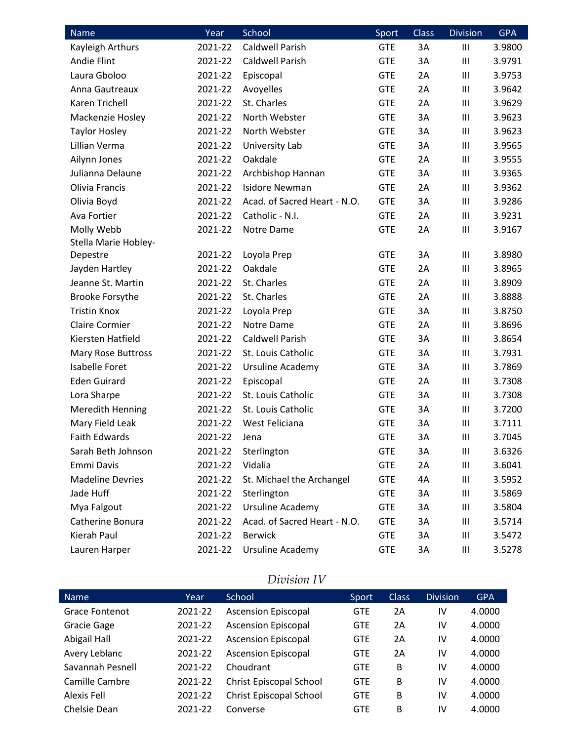| Name | Year | School | Sport | Class | Division | GPA |
|---|---|---|---|---|---|---|
| Kayleigh Arthurs | 2021-22 | Caldwell Parish | GTE | 3A | III | 3.9800 |
| Andie Flint | 2021-22 | Caldwell Parish | GTE | 3A | III | 3.9791 |
| Laura Gboloo | 2021-22 | Episcopal | GTE | 2A | III | 3.9753 |
| Anna Gautreaux | 2021-22 | Avoyelles | GTE | 2A | III | 3.9642 |
| Karen Trichell | 2021-22 | St. Charles | GTE | 2A | III | 3.9629 |
| Mackenzie Hosley | 2021-22 | North Webster | GTE | 3A | III | 3.9623 |
| Taylor Hosley | 2021-22 | North Webster | GTE | 3A | III | 3.9623 |
| Lillian Verma | 2021-22 | University Lab | GTE | 3A | III | 3.9565 |
| Ailynn Jones | 2021-22 | Oakdale | GTE | 2A | III | 3.9555 |
| Julianna Delaune | 2021-22 | Archbishop Hannan | GTE | 3A | III | 3.9365 |
| Olivia Francis | 2021-22 | Isidore Newman | GTE | 2A | III | 3.9362 |
| Olivia Boyd | 2021-22 | Acad. of Sacred Heart - N.O. | GTE | 3A | III | 3.9286 |
| Ava Fortier | 2021-22 | Catholic - N.I. | GTE | 2A | III | 3.9231 |
| Molly Webb | 2021-22 | Notre Dame | GTE | 2A | III | 3.9167 |
| Stella Marie Hobley-Depestre | 2021-22 | Loyola Prep | GTE | 3A | III | 3.8980 |
| Jayden Hartley | 2021-22 | Oakdale | GTE | 2A | III | 3.8965 |
| Jeanne St. Martin | 2021-22 | St. Charles | GTE | 2A | III | 3.8909 |
| Brooke Forsythe | 2021-22 | St. Charles | GTE | 2A | III | 3.8888 |
| Tristin Knox | 2021-22 | Loyola Prep | GTE | 3A | III | 3.8750 |
| Claire Cormier | 2021-22 | Notre Dame | GTE | 2A | III | 3.8696 |
| Kiersten Hatfield | 2021-22 | Caldwell Parish | GTE | 3A | III | 3.8654 |
| Mary Rose Buttross | 2021-22 | St. Louis Catholic | GTE | 3A | III | 3.7931 |
| Isabelle Foret | 2021-22 | Ursuline Academy | GTE | 3A | III | 3.7869 |
| Eden Guirard | 2021-22 | Episcopal | GTE | 2A | III | 3.7308 |
| Lora Sharpe | 2021-22 | St. Louis Catholic | GTE | 3A | III | 3.7308 |
| Meredith Henning | 2021-22 | St. Louis Catholic | GTE | 3A | III | 3.7200 |
| Mary Field Leak | 2021-22 | West Feliciana | GTE | 3A | III | 3.7111 |
| Faith Edwards | 2021-22 | Jena | GTE | 3A | III | 3.7045 |
| Sarah Beth Johnson | 2021-22 | Sterlington | GTE | 3A | III | 3.6326 |
| Emmi Davis | 2021-22 | Vidalia | GTE | 2A | III | 3.6041 |
| Madeline Devries | 2021-22 | St. Michael the Archangel | GTE | 4A | III | 3.5952 |
| Jade Huff | 2021-22 | Sterlington | GTE | 3A | III | 3.5869 |
| Mya Falgout | 2021-22 | Ursuline Academy | GTE | 3A | III | 3.5804 |
| Catherine Bonura | 2021-22 | Acad. of Sacred Heart - N.O. | GTE | 3A | III | 3.5714 |
| Kierah Paul | 2021-22 | Berwick | GTE | 3A | III | 3.5472 |
| Lauren Harper | 2021-22 | Ursuline Academy | GTE | 3A | III | 3.5278 |

## *Division IV*

| Name | Year | School | Sport | Class | Division | GPA |
|---|---|---|---|---|---|---|
| Grace Fontenot | 2021-22 | Ascension Episcopal | GTE | 2A | IV | 4.0000 |
| Gracie Gage | 2021-22 | Ascension Episcopal | GTE | 2A | IV | 4.0000 |
| Abigail Hall | 2021-22 | Ascension Episcopal | GTE | 2A | IV | 4.0000 |
| Avery Leblanc | 2021-22 | Ascension Episcopal | GTE | 2A | IV | 4.0000 |
| Savannah Pesnell | 2021-22 | Choudrant | GTE | B | IV | 4.0000 |
| Camille Cambre | 2021-22 | Christ Episcopal School | GTE | B | IV | 4.0000 |
| Alexis Fell | 2021-22 | Christ Episcopal School | GTE | B | IV | 4.0000 |
| Chelsie Dean | 2021-22 | Converse | GTE | B | IV | 4.0000 |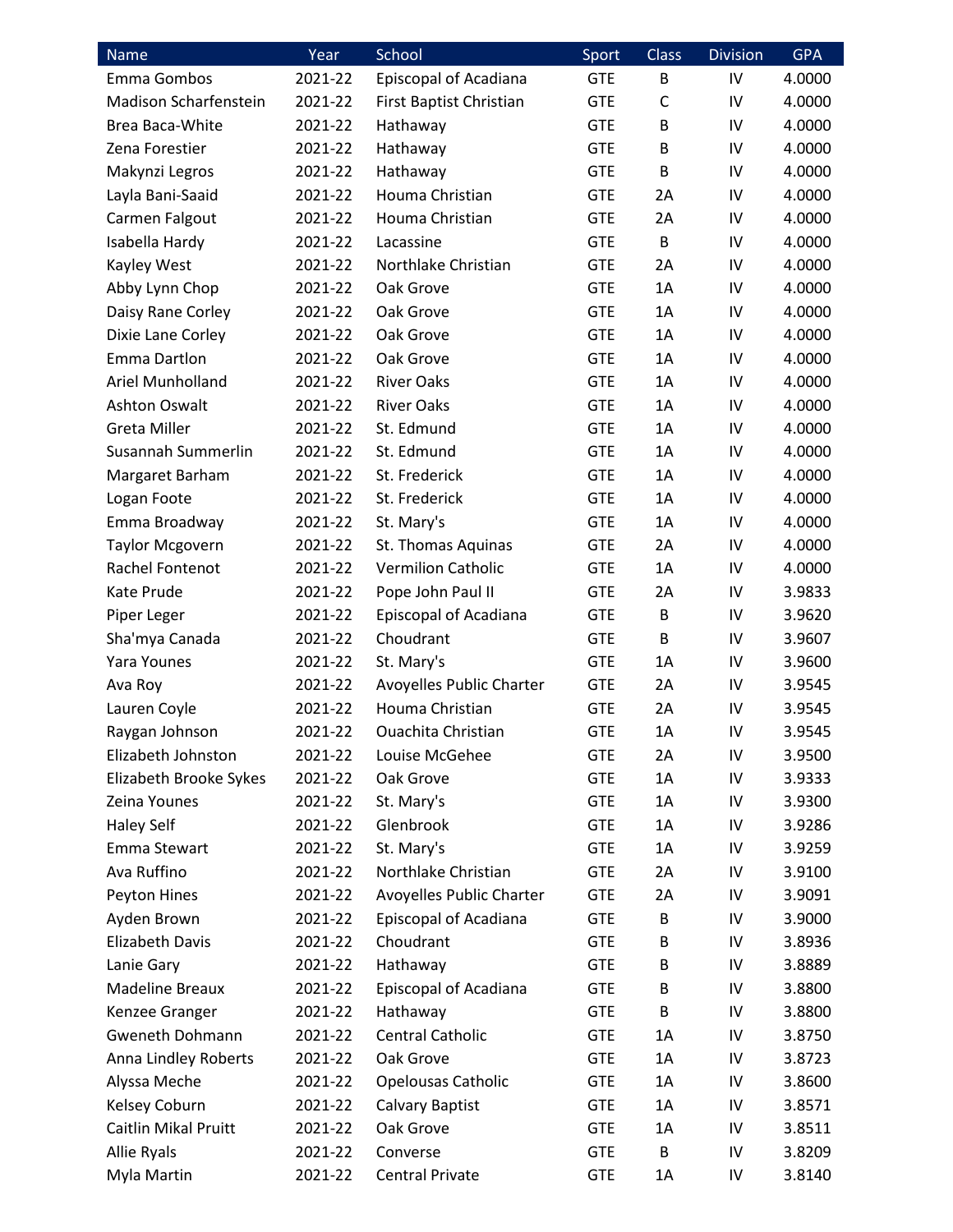| Name | Year | School | Sport | Class | Division | GPA |
|---|---|---|---|---|---|---|
| Emma Gombos | 2021-22 | Episcopal of Acadiana | GTE | B | IV | 4.0000 |
| Madison Scharfenstein | 2021-22 | First Baptist Christian | GTE | C | IV | 4.0000 |
| Brea Baca-White | 2021-22 | Hathaway | GTE | B | IV | 4.0000 |
| Zena Forestier | 2021-22 | Hathaway | GTE | B | IV | 4.0000 |
| Makynzi Legros | 2021-22 | Hathaway | GTE | B | IV | 4.0000 |
| Layla Bani-Saaid | 2021-22 | Houma Christian | GTE | 2A | IV | 4.0000 |
| Carmen Falgout | 2021-22 | Houma Christian | GTE | 2A | IV | 4.0000 |
| Isabella Hardy | 2021-22 | Lacassine | GTE | B | IV | 4.0000 |
| Kayley West | 2021-22 | Northlake Christian | GTE | 2A | IV | 4.0000 |
| Abby Lynn Chop | 2021-22 | Oak Grove | GTE | 1A | IV | 4.0000 |
| Daisy Rane Corley | 2021-22 | Oak Grove | GTE | 1A | IV | 4.0000 |
| Dixie Lane Corley | 2021-22 | Oak Grove | GTE | 1A | IV | 4.0000 |
| Emma Dartlon | 2021-22 | Oak Grove | GTE | 1A | IV | 4.0000 |
| Ariel Munholland | 2021-22 | River Oaks | GTE | 1A | IV | 4.0000 |
| Ashton Oswalt | 2021-22 | River Oaks | GTE | 1A | IV | 4.0000 |
| Greta Miller | 2021-22 | St. Edmund | GTE | 1A | IV | 4.0000 |
| Susannah Summerlin | 2021-22 | St. Edmund | GTE | 1A | IV | 4.0000 |
| Margaret Barham | 2021-22 | St. Frederick | GTE | 1A | IV | 4.0000 |
| Logan Foote | 2021-22 | St. Frederick | GTE | 1A | IV | 4.0000 |
| Emma Broadway | 2021-22 | St. Mary's | GTE | 1A | IV | 4.0000 |
| Taylor Mcgovern | 2021-22 | St. Thomas Aquinas | GTE | 2A | IV | 4.0000 |
| Rachel Fontenot | 2021-22 | Vermilion Catholic | GTE | 1A | IV | 4.0000 |
| Kate Prude | 2021-22 | Pope John Paul II | GTE | 2A | IV | 3.9833 |
| Piper Leger | 2021-22 | Episcopal of Acadiana | GTE | B | IV | 3.9620 |
| Sha'mya Canada | 2021-22 | Choudrant | GTE | B | IV | 3.9607 |
| Yara Younes | 2021-22 | St. Mary's | GTE | 1A | IV | 3.9600 |
| Ava Roy | 2021-22 | Avoyelles Public Charter | GTE | 2A | IV | 3.9545 |
| Lauren Coyle | 2021-22 | Houma Christian | GTE | 2A | IV | 3.9545 |
| Raygan Johnson | 2021-22 | Ouachita Christian | GTE | 1A | IV | 3.9545 |
| Elizabeth Johnston | 2021-22 | Louise McGehee | GTE | 2A | IV | 3.9500 |
| Elizabeth Brooke Sykes | 2021-22 | Oak Grove | GTE | 1A | IV | 3.9333 |
| Zeina Younes | 2021-22 | St. Mary's | GTE | 1A | IV | 3.9300 |
| Haley Self | 2021-22 | Glenbrook | GTE | 1A | IV | 3.9286 |
| Emma Stewart | 2021-22 | St. Mary's | GTE | 1A | IV | 3.9259 |
| Ava Ruffino | 2021-22 | Northlake Christian | GTE | 2A | IV | 3.9100 |
| Peyton Hines | 2021-22 | Avoyelles Public Charter | GTE | 2A | IV | 3.9091 |
| Ayden Brown | 2021-22 | Episcopal of Acadiana | GTE | B | IV | 3.9000 |
| Elizabeth Davis | 2021-22 | Choudrant | GTE | B | IV | 3.8936 |
| Lanie Gary | 2021-22 | Hathaway | GTE | B | IV | 3.8889 |
| Madeline Breaux | 2021-22 | Episcopal of Acadiana | GTE | B | IV | 3.8800 |
| Kenzee Granger | 2021-22 | Hathaway | GTE | B | IV | 3.8800 |
| Gweneth Dohmann | 2021-22 | Central Catholic | GTE | 1A | IV | 3.8750 |
| Anna Lindley Roberts | 2021-22 | Oak Grove | GTE | 1A | IV | 3.8723 |
| Alyssa Meche | 2021-22 | Opelousas Catholic | GTE | 1A | IV | 3.8600 |
| Kelsey Coburn | 2021-22 | Calvary Baptist | GTE | 1A | IV | 3.8571 |
| Caitlin Mikal Pruitt | 2021-22 | Oak Grove | GTE | 1A | IV | 3.8511 |
| Allie Ryals | 2021-22 | Converse | GTE | B | IV | 3.8209 |
| Myla Martin | 2021-22 | Central Private | GTE | 1A | IV | 3.8140 |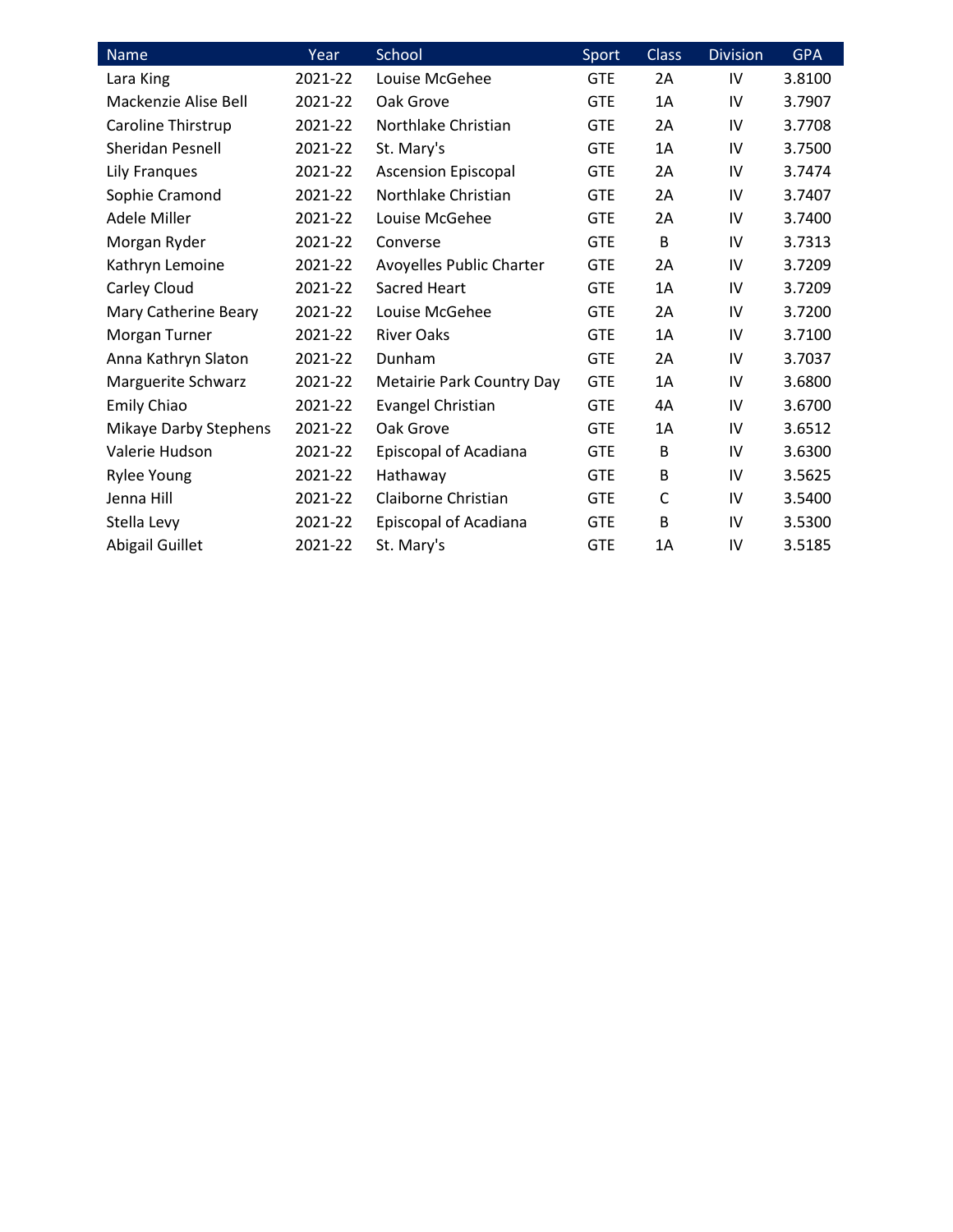| Name | Year | School | Sport | Class | Division | GPA |
| --- | --- | --- | --- | --- | --- | --- |
| Lara King | 2021-22 | Louise McGehee | GTE | 2A | IV | 3.8100 |
| Mackenzie Alise Bell | 2021-22 | Oak Grove | GTE | 1A | IV | 3.7907 |
| Caroline Thirstrup | 2021-22 | Northlake Christian | GTE | 2A | IV | 3.7708 |
| Sheridan Pesnell | 2021-22 | St. Mary's | GTE | 1A | IV | 3.7500 |
| Lily Franques | 2021-22 | Ascension Episcopal | GTE | 2A | IV | 3.7474 |
| Sophie Cramond | 2021-22 | Northlake Christian | GTE | 2A | IV | 3.7407 |
| Adele Miller | 2021-22 | Louise McGehee | GTE | 2A | IV | 3.7400 |
| Morgan Ryder | 2021-22 | Converse | GTE | B | IV | 3.7313 |
| Kathryn Lemoine | 2021-22 | Avoyelles Public Charter | GTE | 2A | IV | 3.7209 |
| Carley Cloud | 2021-22 | Sacred Heart | GTE | 1A | IV | 3.7209 |
| Mary Catherine Beary | 2021-22 | Louise McGehee | GTE | 2A | IV | 3.7200 |
| Morgan Turner | 2021-22 | River Oaks | GTE | 1A | IV | 3.7100 |
| Anna Kathryn Slaton | 2021-22 | Dunham | GTE | 2A | IV | 3.7037 |
| Marguerite Schwarz | 2021-22 | Metairie Park Country Day | GTE | 1A | IV | 3.6800 |
| Emily Chiao | 2021-22 | Evangel Christian | GTE | 4A | IV | 3.6700 |
| Mikaye Darby Stephens | 2021-22 | Oak Grove | GTE | 1A | IV | 3.6512 |
| Valerie Hudson | 2021-22 | Episcopal of Acadiana | GTE | B | IV | 3.6300 |
| Rylee Young | 2021-22 | Hathaway | GTE | B | IV | 3.5625 |
| Jenna Hill | 2021-22 | Claiborne Christian | GTE | C | IV | 3.5400 |
| Stella Levy | 2021-22 | Episcopal of Acadiana | GTE | B | IV | 3.5300 |
| Abigail Guillet | 2021-22 | St. Mary's | GTE | 1A | IV | 3.5185 |